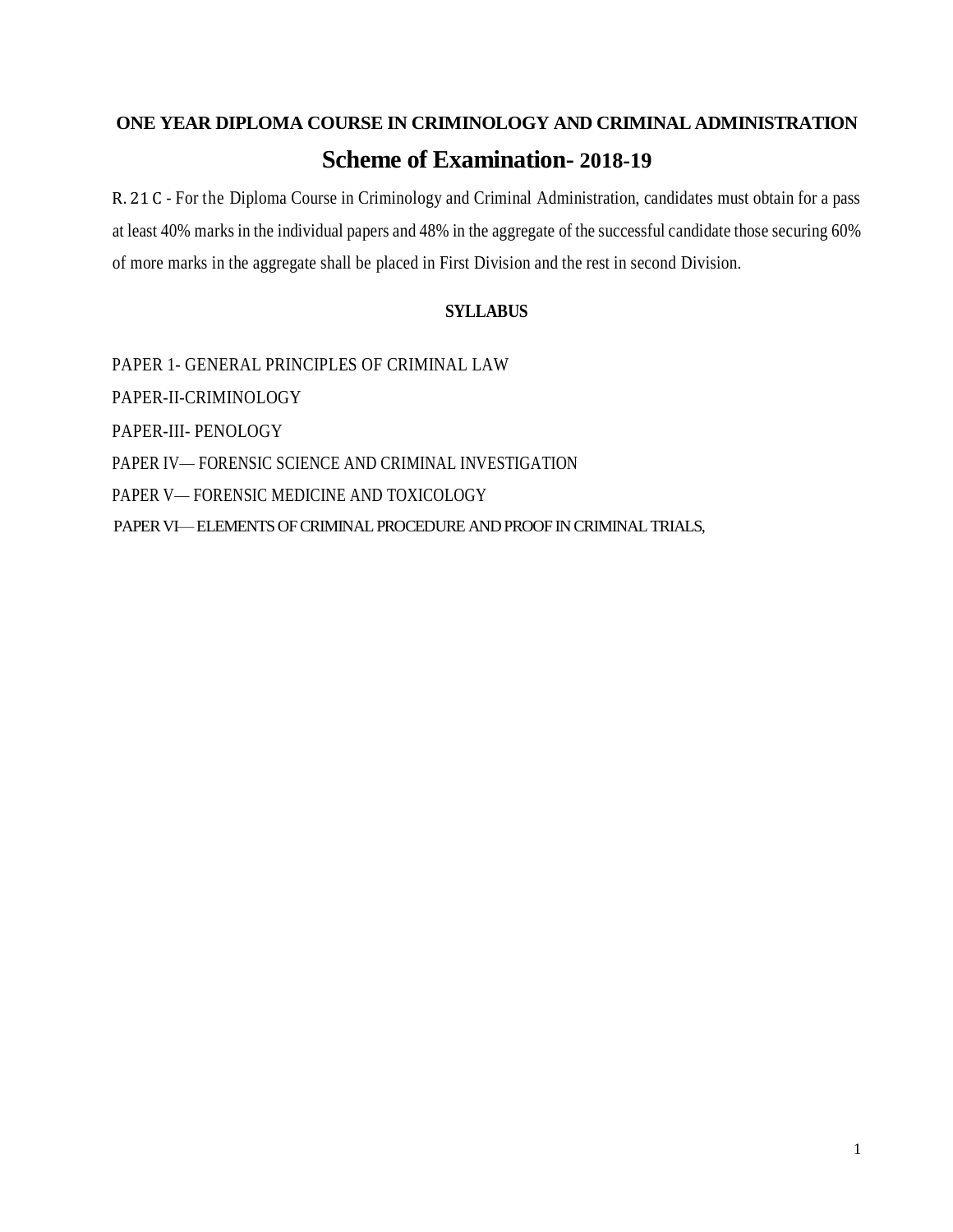# ONE YEAR DIPLOMA COURSE IN CRIMINOLOGY AND CRIMINAL ADMINISTRATION

## Scheme of Examination- 2018-19

R. 21 C - For the Diploma Course in Criminology and Criminal Administration, candidates must obtain for a pass at least 40% marks in the individual papers and 48% in the aggregate of the successful candidate those securing 60% of more marks in the aggregate shall be placed in First Division and the rest in second Division.

### SYLLABUS

PAPER 1- GENERAL PRINCIPLES OF CRIMINAL LAW

PAPER-II-CRIMINOLOGY

PAPER-III- PENOLOGY

PAPER IV— FORENSIC SCIENCE AND CRIMINAL INVESTIGATION

PAPER V— FORENSIC MEDICINE AND TOXICOLOGY

PAPER VI— ELEMENTS OF CRIMINAL PROCEDURE AND PROOF IN CRIMINAL TRIALS,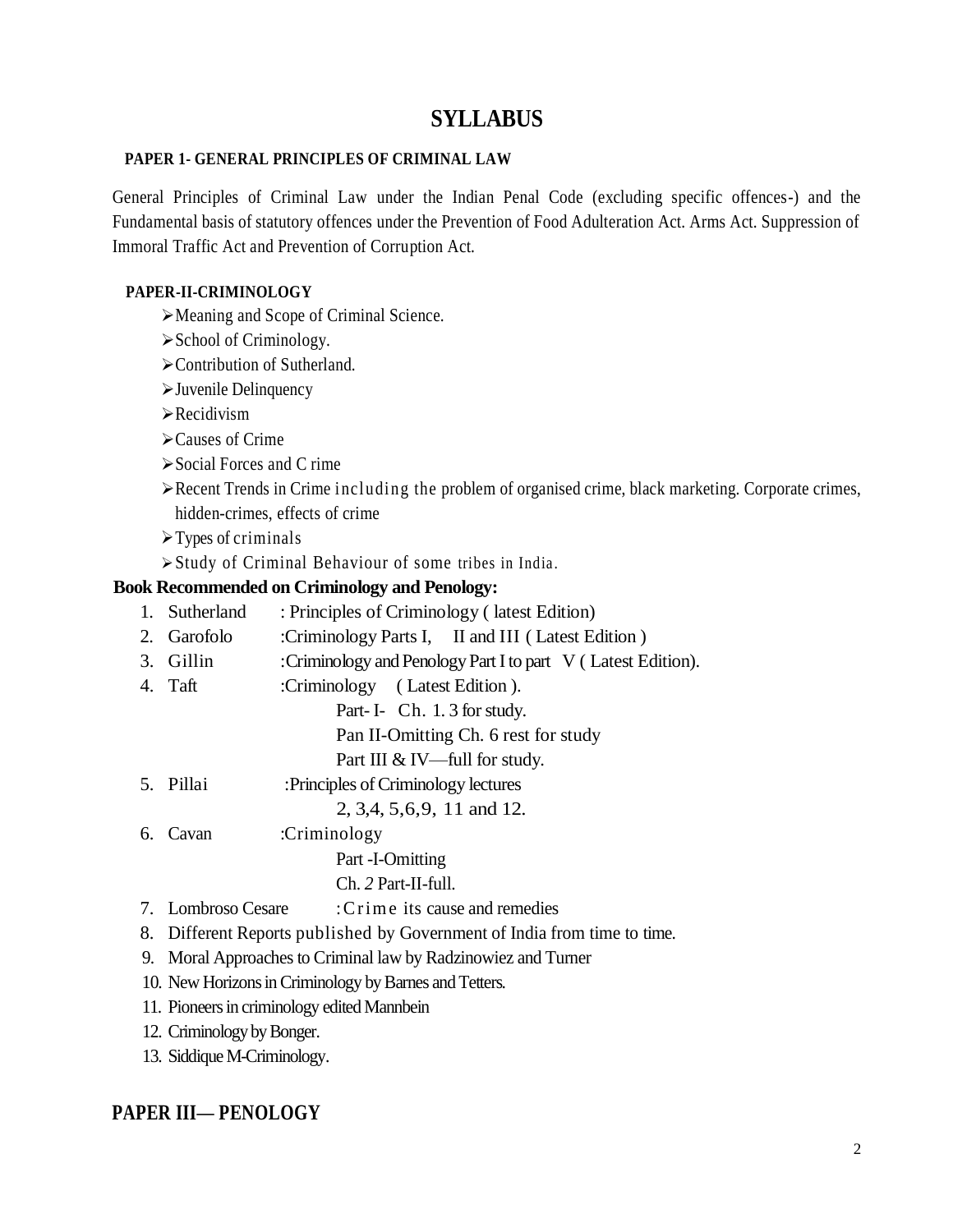# SYLLABUS

**PAPER 1- GENERAL PRINCIPLES OF CRIMINAL LAW**

General Principles of Criminal Law under the Indian Penal Code (excluding specific offences-) and the Fundamental basis of statutory offences under the Prevention of Food Adulteration Act. Arms Act. Suppression of Immoral Traffic Act and Prevention of Corruption Act.

**PAPER-II-CRIMINOLOGY**

- Meaning and Scope of Criminal Science.
- School of Criminology.
- Contribution of Sutherland.
- Juvenile Delinquency
- Recidivism
- Causes of Crime
- Social Forces and C rime
- Recent Trends in Crime including the problem of organised crime, black marketing. Corporate crimes, hidden-crimes, effects of crime
- Types of criminals
- Study of Criminal Behaviour of some tribes in India.

**Book Recommended on Criminology and Penology:**

1. Sutherland : Principles of Criminology ( latest Edition)
2. Garofolo :Criminology Parts I, II and III ( Latest Edition )
3. Gillin :Criminology and Penology Part I to part V ( Latest Edition).
4. Taft :Criminology ( Latest Edition ).
   Part- I- Ch. 1. 3 for study.
   Pan II-Omitting Ch. 6 rest for study
   Part III & IV—full for study.
5. Pillai :Principles of Criminology lectures
   2, 3,4, 5,6,9, 11 and 12.
6. Cavan :Criminology
   Part -I-Omitting
   Ch. *2* Part-II-full.
7. Lombroso Cesare :Crime its cause and remedies
8. Different Reports published by Government of India from time to time.
9. Moral Approaches to Criminal law by Radzinowiez and Turner
10. New Horizons in Criminology by Barnes and Tetters.
11. Pioneers in criminology edited Mannbein
12. Criminology by Bonger.
13. Siddique M-Criminology.

## PAPER III— PENOLOGY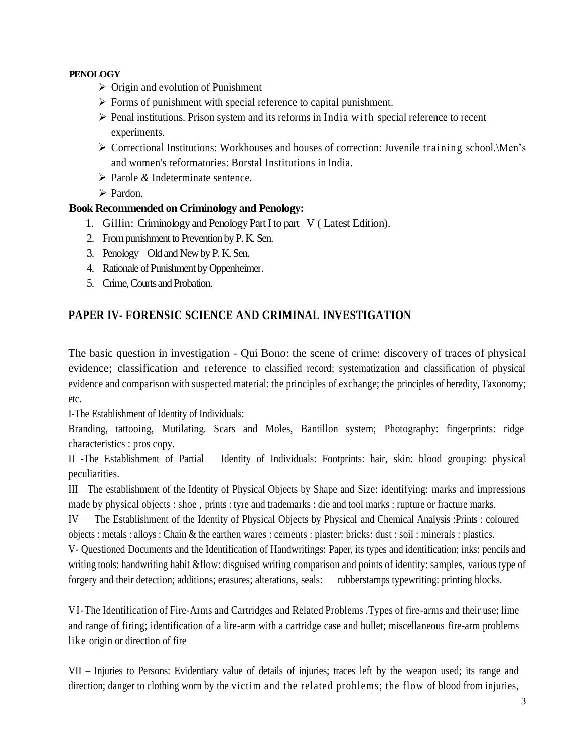**PENOLOGY**

- Origin and evolution of Punishment
- Forms of punishment with special reference to capital punishment.
- Penal institutions. Prison system and its reforms in India with special reference to recent experiments.
- Correctional Institutions: Workhouses and houses of correction: Juvenile training school.\Men's and women's reformatories: Borstal Institutions in India.
- Parole & Indeterminate sentence.
- Pardon.

**Book Recommended on Criminology and Penology:**

1. Gillin: Criminology and Penology Part I to part V ( Latest Edition).
2. From punishment to Prevention by P. K. Sen.
3. Penology – Old and New by P. K. Sen.
4. Rationale of Punishment by Oppenheimer.
5. Crime, Courts and Probation.

## PAPER IV- FORENSIC SCIENCE AND CRIMINAL INVESTIGATION

The basic question in investigation - Qui Bono: the scene of crime: discovery of traces of physical evidence; classification and reference to classified record; systematization and classification of physical evidence and comparison with suspected material: the principles of exchange; the principles of heredity, Taxonomy; etc.

I-The Establishment of Identity of Individuals:

Branding, tattooing, Mutilating. Scars and Moles, Bantillon system; Photography: fingerprints: ridge characteristics : pros copy.

II -The Establishment of Partial Identity of Individuals: Footprints: hair, skin: blood grouping: physical peculiarities.

III—The establishment of the Identity of Physical Objects by Shape and Size: identifying: marks and impressions made by physical objects : shoe , prints : tyre and trademarks : die and tool marks : rupture or fracture marks.

IV — The Establishment of the Identity of Physical Objects by Physical and Chemical Analysis :Prints : coloured objects : metals : alloys : Chain & the earthen wares : cements : plaster: bricks: dust : soil : minerals : plastics.

V- Questioned Documents and the Identification of Handwritings: Paper, its types and identification; inks: pencils and writing tools: handwriting habit &flow: disguised writing comparison and points of identity: samples, various type of forgery and their detection; additions; erasures; alterations, seals: rubberstamps typewriting: printing blocks.

VI-The Identification of Fire-Arms and Cartridges and Related Problems .Types of fire-arms and their use; lime and range of firing; identification of a lire-arm with a cartridge case and bullet; miscellaneous fire-arm problems like origin or direction of fire

VII – Injuries to Persons: Evidentiary value of details of injuries; traces left by the weapon used; its range and direction; danger to clothing worn by the victim and the related problems; the flow of blood from injuries,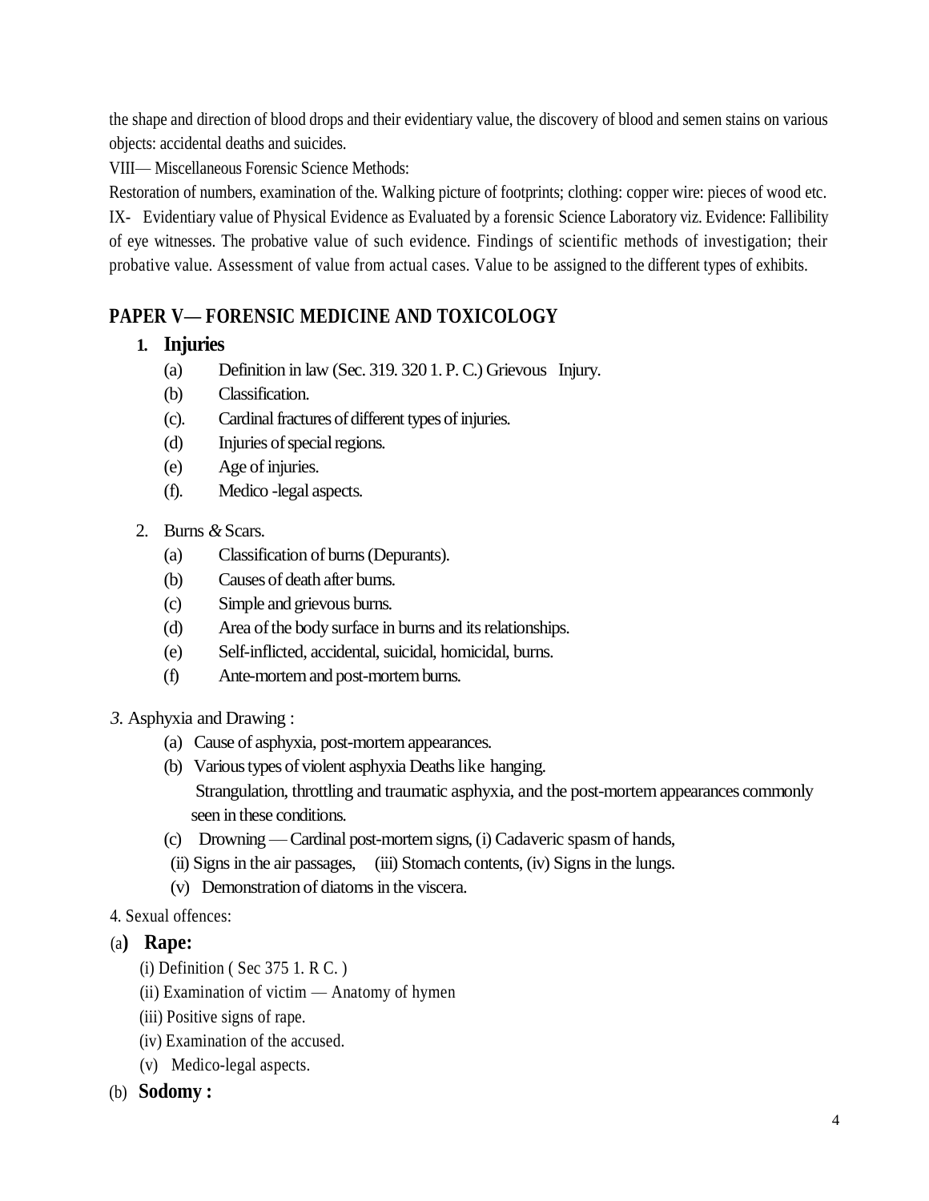the shape and direction of blood drops and their evidentiary value, the discovery of blood and semen stains on various objects: accidental deaths and suicides.

VIII— Miscellaneous Forensic Science Methods:

Restoration of numbers, examination of the. Walking picture of footprints; clothing: copper wire: pieces of wood etc.

IX- Evidentiary value of Physical Evidence as Evaluated by a forensic Science Laboratory viz. Evidence: Fallibility of eye witnesses. The probative value of such evidence. Findings of scientific methods of investigation; their probative value. Assessment of value from actual cases. Value to be assigned to the different types of exhibits.

## PAPER V— FORENSIC MEDICINE AND TOXICOLOGY

1. **Injuries**
   - (a) Definition in law (Sec. 319. 320 1. P. C.) Grievous Injury.
   - (b) Classification.
   - (c). Cardinal fractures of different types of injuries.
   - (d) Injuries of special regions.
   - (e) Age of injuries.
   - (f). Medico -legal aspects.

2. Burns & Scars.
   - (a) Classification of burns (Depurants).
   - (b) Causes of death after burns.
   - (c) Simple and grievous burns.
   - (d) Area of the body surface in burns and its relationships.
   - (e) Self-inflicted, accidental, suicidal, homicidal, burns.
   - (f) Ante-mortem and post-mortem burns.

*3.* Asphyxia and Drawing :
   - (a) Cause of asphyxia, post-mortem appearances.
   - (b) Various types of violent asphyxia Deaths like hanging. Strangulation, throttling and traumatic asphyxia, and the post-mortem appearances commonly seen in these conditions.
   - (c) Drowning — Cardinal post-mortem signs, (i) Cadaveric spasm of hands, (ii) Signs in the air passages, (iii) Stomach contents, (iv) Signs in the lungs. (v) Demonstration of diatoms in the viscera.

4. Sexual offences:

(a**) Rape:**
   - (i) Definition ( Sec 375 1. R C. )
   - (ii) Examination of victim — Anatomy of hymen
   - (iii) Positive signs of rape.
   - (iv) Examination of the accused.
   - (v) Medico-legal aspects.

(b) **Sodomy :**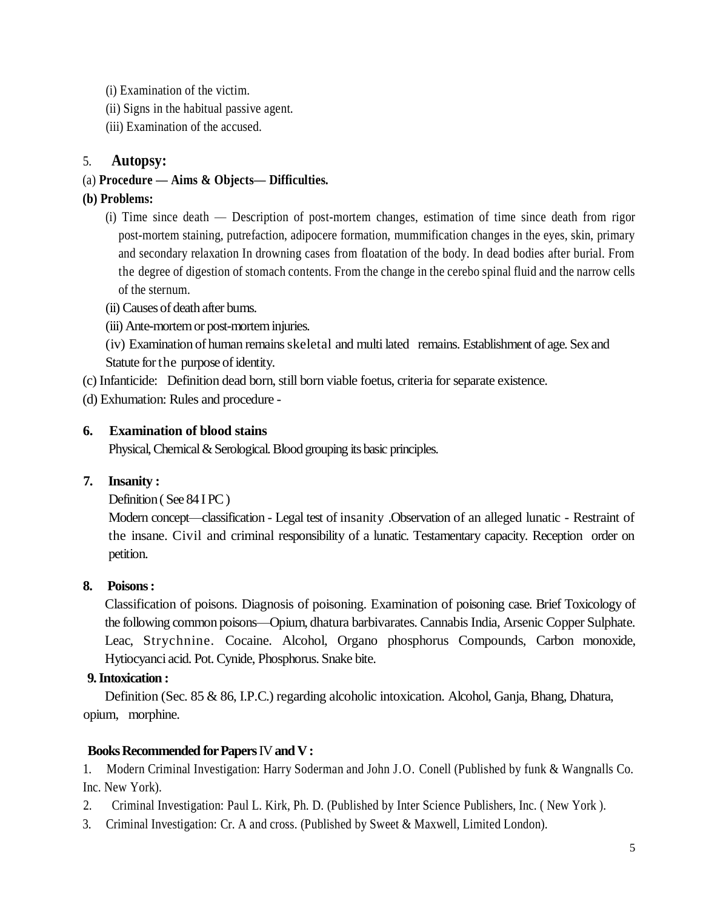(i) Examination of the victim.

(ii) Signs in the habitual passive agent.

(iii) Examination of the accused.

5. **Autopsy:**

(a) **Procedure — Aims & Objects— Difficulties.**

**(b) Problems:**

(i) Time since death — Description of post-mortem changes, estimation of time since death from rigor post-mortem staining, putrefaction, adipocere formation, mummification changes in the eyes, skin, primary and secondary relaxation In drowning cases from floatation of the body. In dead bodies after burial. From the degree of digestion of stomach contents. From the change in the cerebo spinal fluid and the narrow cells of the sternum.

(ii) Causes of death after burns.

(iii) Ante-mortem or post-mortem injuries.

(iv) Examination of human remains skeletal and multi lated remains. Establishment of age. Sex and Statute for the purpose of identity.

(c) Infanticide: Definition dead born, still born viable foetus, criteria for separate existence.

(d) Exhumation: Rules and procedure -

**6. Examination of blood stains**

Physical, Chemical & Serological. Blood grouping its basic principles.

**7. Insanity :**

Definition ( See 84 I PC )

Modern concept—classification - Legal test of insanity .Observation of an alleged lunatic - Restraint of the insane. Civil and criminal responsibility of a lunatic. Testamentary capacity. Reception order on petition.

**8. Poisons :**

Classification of poisons. Diagnosis of poisoning. Examination of poisoning case. Brief Toxicology of the following common poisons—Opium, dhatura barbivarates. Cannabis India, Arsenic Copper Sulphate. Leac, Strychnine. Cocaine. Alcohol, Organo phosphorus Compounds, Carbon monoxide, Hytiocyanci acid. Pot. Cynide, Phosphorus. Snake bite.

**9. Intoxication :**

Definition (Sec. 85 & 86, I.P.C.) regarding alcoholic intoxication. Alcohol, Ganja, Bhang, Dhatura, opium, morphine.

**Books Recommended for Papers IV and V :**

1. Modern Criminal Investigation: Harry Soderman and John J.O. Conell (Published by funk & Wangnalls Co. Inc. New York).
2. Criminal Investigation: Paul L. Kirk, Ph. D. (Published by Inter Science Publishers, Inc. ( New York ).
3. Criminal Investigation: Cr. A and cross. (Published by Sweet & Maxwell, Limited London).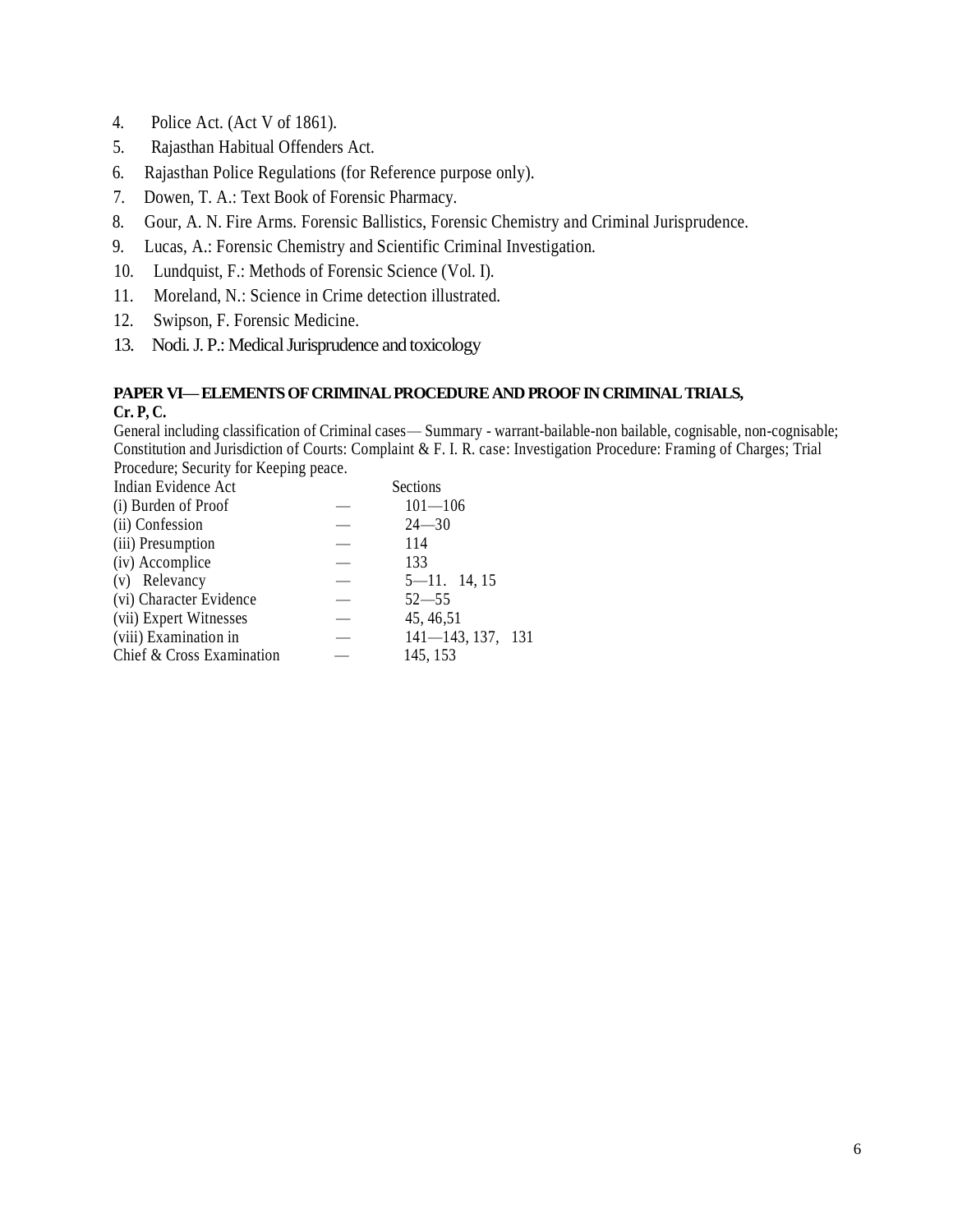4. Police Act. (Act V of 1861).
5. Rajasthan Habitual Offenders Act.
6. Rajasthan Police Regulations (for Reference purpose only).
7. Dowen, T. A.: Text Book of Forensic Pharmacy.
8. Gour, A. N. Fire Arms. Forensic Ballistics, Forensic Chemistry and Criminal Jurisprudence.
9. Lucas, A.: Forensic Chemistry and Scientific Criminal Investigation.
10. Lundquist, F.: Methods of Forensic Science (Vol. I).
11. Moreland, N.: Science in Crime detection illustrated.
12. Swipson, F. Forensic Medicine.
13. Nodi. J. P.: Medical Jurisprudence and toxicology

**PAPER VI— ELEMENTS OF CRIMINAL PROCEDURE AND PROOF IN CRIMINAL TRIALS, Cr. P, C.**

General including classification of Criminal cases— Summary - warrant-bailable-non bailable, cognisable, non-cognisable; Constitution and Jurisdiction of Courts: Complaint & F. I. R. case: Investigation Procedure: Framing of Charges; Trial Procedure; Security for Keeping peace.

| Indian Evidence Act | | Sections |
|---|---|---|
| (i) Burden of Proof | — | 101—106 |
| (ii) Confession | — | 24—30 |
| (iii) Presumption | — | 114 |
| (iv) Accomplice | — | 133 |
| (v) Relevancy | — | 5—11. 14, 15 |
| (vi) Character Evidence | — | 52—55 |
| (vii) Expert Witnesses | — | 45, 46,51 |
| (viii) Examination in | — | 141—143, 137, 131 |
| Chief & Cross Examination | — | 145, 153 |